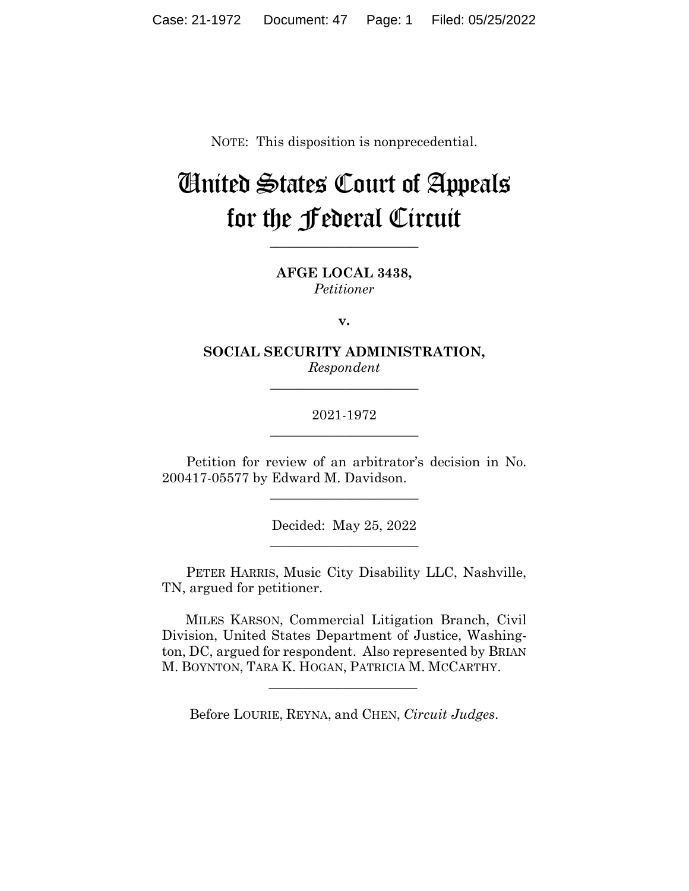NOTE: This disposition is nonprecedential.

# United States Court of Appeals for the Federal Circuit

______________________

**AFGE LOCAL 3438,**
*Petitioner*

**v.**

**SOCIAL SECURITY ADMINISTRATION,**
*Respondent*

______________________

2021-1972

______________________

Petition for review of an arbitrator's decision in No. 200417-05577 by Edward M. Davidson.

______________________

Decided: May 25, 2022

______________________

PETER HARRIS, Music City Disability LLC, Nashville, TN, argued for petitioner.

MILES KARSON, Commercial Litigation Branch, Civil Division, United States Department of Justice, Washington, DC, argued for respondent. Also represented by BRIAN M. BOYNTON, TARA K. HOGAN, PATRICIA M. MCCARTHY.

______________________

Before LOURIE, REYNA, and CHEN, *Circuit Judges*.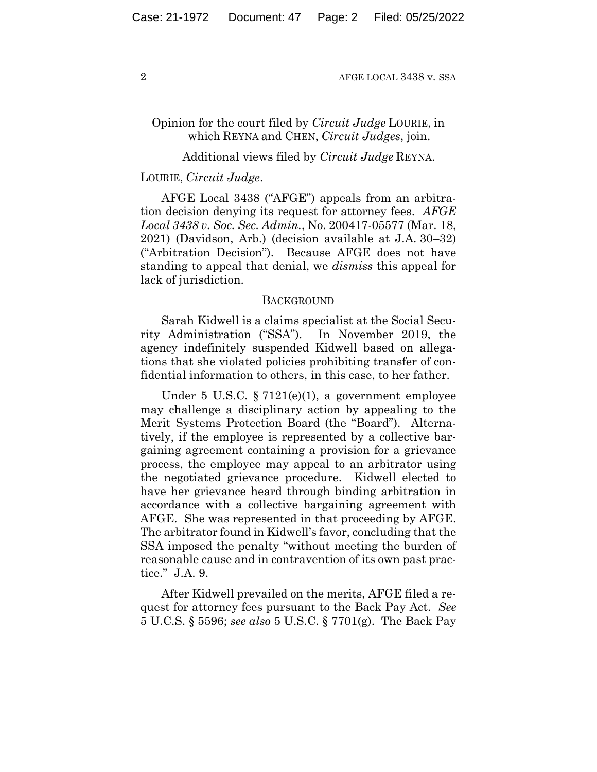Opinion for the court filed by *Circuit Judge* LOURIE, in which REYNA and CHEN, *Circuit Judges*, join.

Additional views filed by *Circuit Judge* REYNA.

LOURIE, *Circuit Judge*.

AFGE Local 3438 ("AFGE") appeals from an arbitration decision denying its request for attorney fees. *AFGE Local 3438 v. Soc. Sec. Admin.*, No. 200417-05577 (Mar. 18, 2021) (Davidson, Arb.) (decision available at J.A. 30–32) ("Arbitration Decision"). Because AFGE does not have standing to appeal that denial, we *dismiss* this appeal for lack of jurisdiction.

## BACKGROUND

Sarah Kidwell is a claims specialist at the Social Security Administration ("SSA"). In November 2019, the agency indefinitely suspended Kidwell based on allegations that she violated policies prohibiting transfer of confidential information to others, in this case, to her father.

Under 5 U.S.C. § 7121(e)(1), a government employee may challenge a disciplinary action by appealing to the Merit Systems Protection Board (the "Board"). Alternatively, if the employee is represented by a collective bargaining agreement containing a provision for a grievance process, the employee may appeal to an arbitrator using the negotiated grievance procedure. Kidwell elected to have her grievance heard through binding arbitration in accordance with a collective bargaining agreement with AFGE. She was represented in that proceeding by AFGE. The arbitrator found in Kidwell's favor, concluding that the SSA imposed the penalty "without meeting the burden of reasonable cause and in contravention of its own past practice." J.A. 9.

After Kidwell prevailed on the merits, AFGE filed a request for attorney fees pursuant to the Back Pay Act. *See* 5 U.C.S. § 5596; *see also* 5 U.S.C. § 7701(g). The Back Pay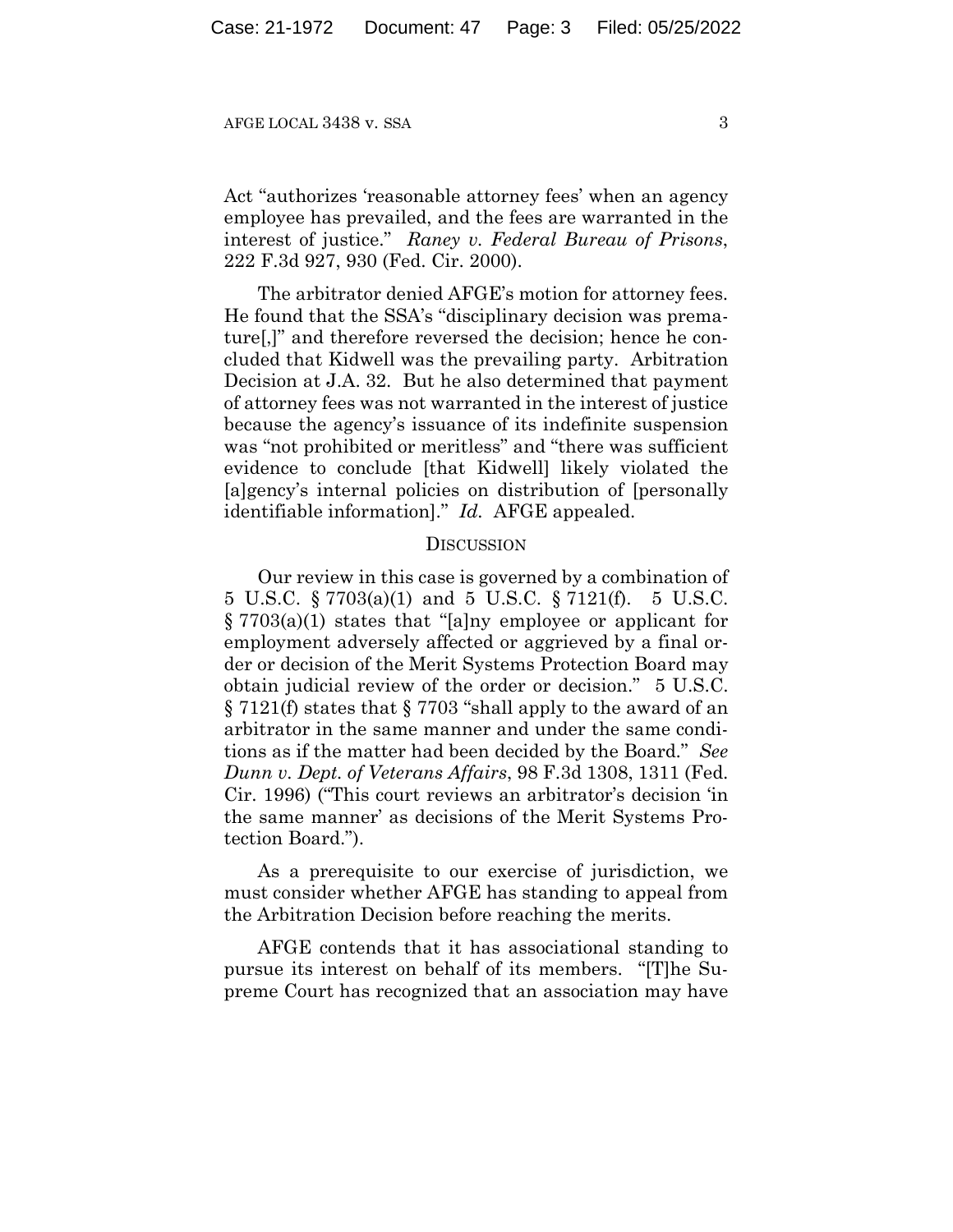Act "authorizes 'reasonable attorney fees' when an agency employee has prevailed, and the fees are warranted in the interest of justice." *Raney v. Federal Bureau of Prisons*, 222 F.3d 927, 930 (Fed. Cir. 2000).

The arbitrator denied AFGE's motion for attorney fees. He found that the SSA's "disciplinary decision was premature[,]" and therefore reversed the decision; hence he concluded that Kidwell was the prevailing party. Arbitration Decision at J.A. 32. But he also determined that payment of attorney fees was not warranted in the interest of justice because the agency's issuance of its indefinite suspension was "not prohibited or meritless" and "there was sufficient evidence to conclude [that Kidwell] likely violated the [a]gency's internal policies on distribution of [personally identifiable information]." *Id.* AFGE appealed.

## DISCUSSION

Our review in this case is governed by a combination of 5 U.S.C. § 7703(a)(1) and 5 U.S.C. § 7121(f). 5 U.S.C. § 7703(a)(1) states that "[a]ny employee or applicant for employment adversely affected or aggrieved by a final order or decision of the Merit Systems Protection Board may obtain judicial review of the order or decision." 5 U.S.C. § 7121(f) states that § 7703 "shall apply to the award of an arbitrator in the same manner and under the same conditions as if the matter had been decided by the Board." *See Dunn v. Dept. of Veterans Affairs*, 98 F.3d 1308, 1311 (Fed. Cir. 1996) ("This court reviews an arbitrator's decision 'in the same manner' as decisions of the Merit Systems Protection Board.").

As a prerequisite to our exercise of jurisdiction, we must consider whether AFGE has standing to appeal from the Arbitration Decision before reaching the merits.

AFGE contends that it has associational standing to pursue its interest on behalf of its members. "[T]he Supreme Court has recognized that an association may have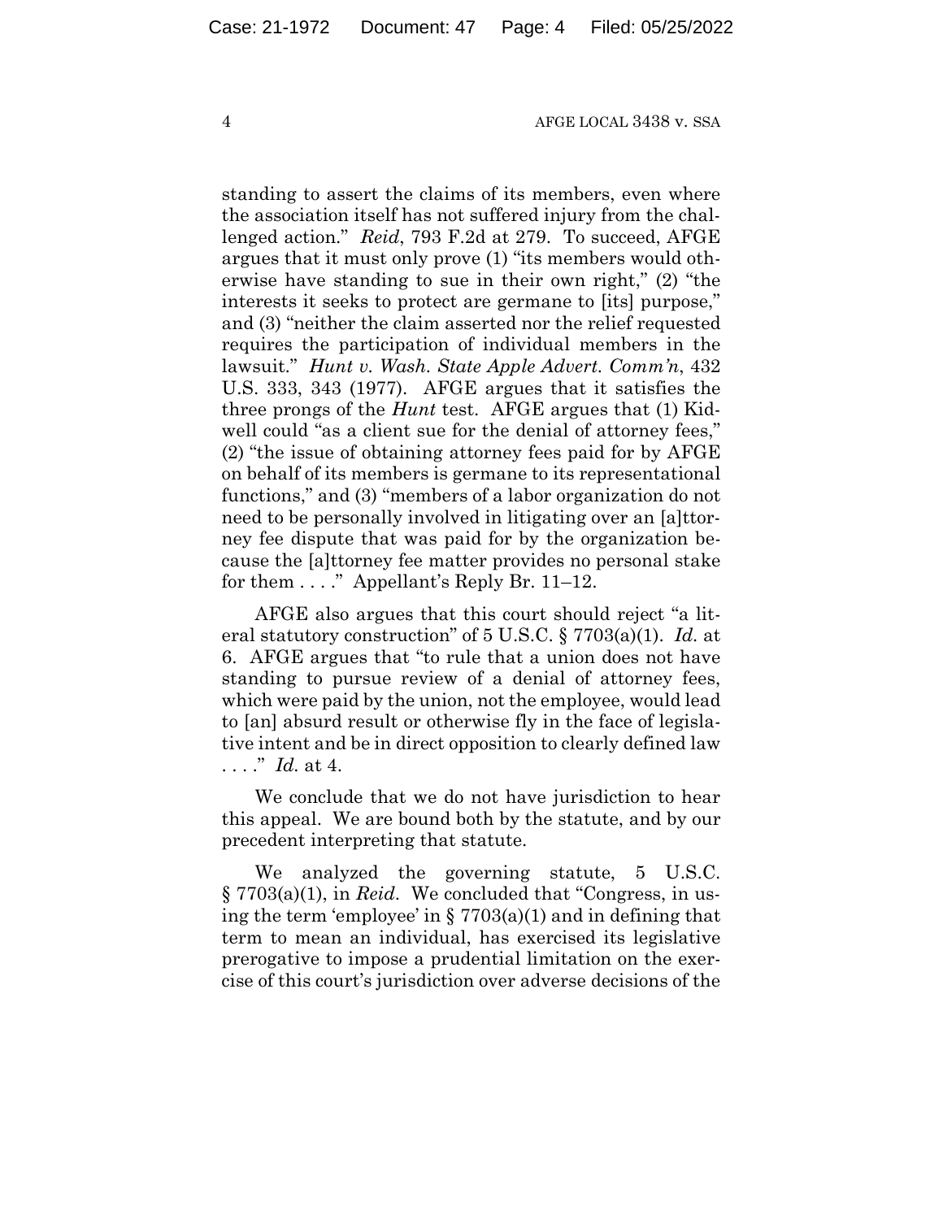standing to assert the claims of its members, even where the association itself has not suffered injury from the challenged action." *Reid*, 793 F.2d at 279. To succeed, AFGE argues that it must only prove (1) "its members would otherwise have standing to sue in their own right," (2) "the interests it seeks to protect are germane to [its] purpose," and (3) "neither the claim asserted nor the relief requested requires the participation of individual members in the lawsuit." *Hunt v. Wash. State Apple Advert. Comm'n*, 432 U.S. 333, 343 (1977). AFGE argues that it satisfies the three prongs of the *Hunt* test. AFGE argues that (1) Kidwell could "as a client sue for the denial of attorney fees," (2) "the issue of obtaining attorney fees paid for by AFGE on behalf of its members is germane to its representational functions," and (3) "members of a labor organization do not need to be personally involved in litigating over an [a]ttorney fee dispute that was paid for by the organization because the [a]ttorney fee matter provides no personal stake for them . . . ." Appellant's Reply Br. 11–12.

AFGE also argues that this court should reject "a literal statutory construction" of 5 U.S.C. § 7703(a)(1). *Id.* at 6. AFGE argues that "to rule that a union does not have standing to pursue review of a denial of attorney fees, which were paid by the union, not the employee, would lead to [an] absurd result or otherwise fly in the face of legislative intent and be in direct opposition to clearly defined law . . . ." *Id.* at 4.

We conclude that we do not have jurisdiction to hear this appeal. We are bound both by the statute, and by our precedent interpreting that statute.

We analyzed the governing statute, 5 U.S.C. § 7703(a)(1), in *Reid*. We concluded that "Congress, in using the term 'employee' in § 7703(a)(1) and in defining that term to mean an individual, has exercised its legislative prerogative to impose a prudential limitation on the exercise of this court's jurisdiction over adverse decisions of the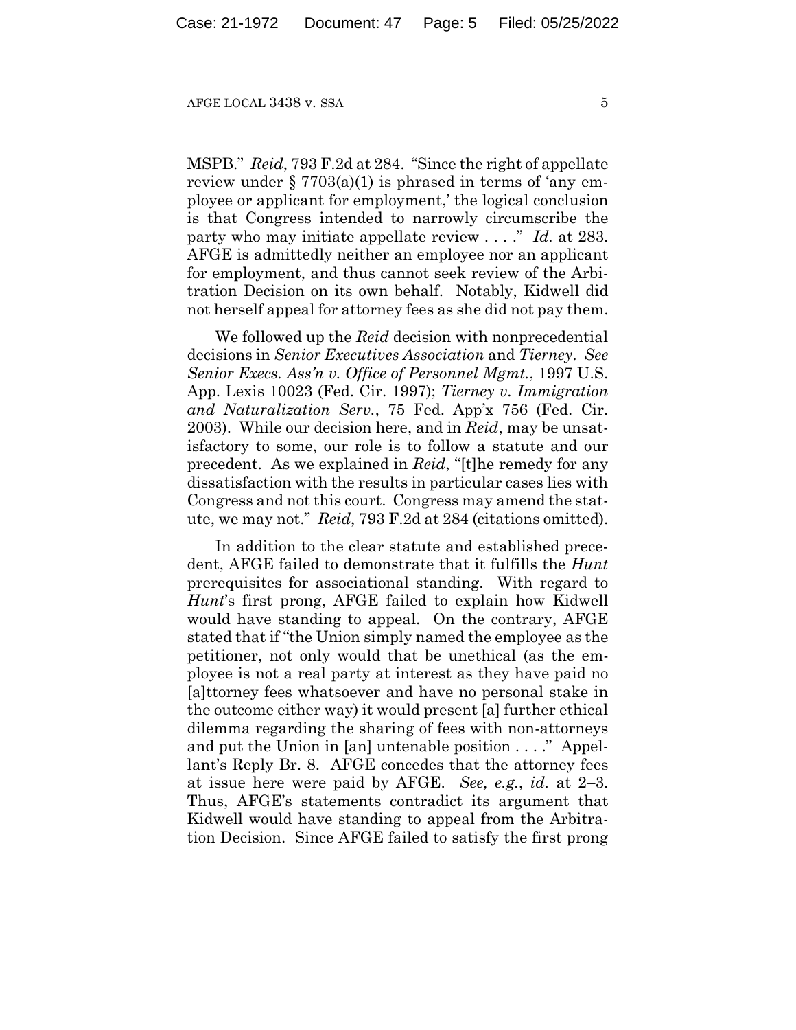MSPB." *Reid*, 793 F.2d at 284. "Since the right of appellate review under § 7703(a)(1) is phrased in terms of 'any employee or applicant for employment,' the logical conclusion is that Congress intended to narrowly circumscribe the party who may initiate appellate review . . . ." *Id.* at 283. AFGE is admittedly neither an employee nor an applicant for employment, and thus cannot seek review of the Arbitration Decision on its own behalf. Notably, Kidwell did not herself appeal for attorney fees as she did not pay them.

We followed up the *Reid* decision with nonprecedential decisions in *Senior Executives Association* and *Tierney*. *See Senior Execs. Ass'n v. Office of Personnel Mgmt.*, 1997 U.S. App. Lexis 10023 (Fed. Cir. 1997); *Tierney v. Immigration and Naturalization Serv.*, 75 Fed. App'x 756 (Fed. Cir. 2003). While our decision here, and in *Reid*, may be unsatisfactory to some, our role is to follow a statute and our precedent. As we explained in *Reid*, "[t]he remedy for any dissatisfaction with the results in particular cases lies with Congress and not this court. Congress may amend the statute, we may not." *Reid*, 793 F.2d at 284 (citations omitted).

In addition to the clear statute and established precedent, AFGE failed to demonstrate that it fulfills the *Hunt* prerequisites for associational standing. With regard to *Hunt*'s first prong, AFGE failed to explain how Kidwell would have standing to appeal. On the contrary, AFGE stated that if "the Union simply named the employee as the petitioner, not only would that be unethical (as the employee is not a real party at interest as they have paid no [a]ttorney fees whatsoever and have no personal stake in the outcome either way) it would present [a] further ethical dilemma regarding the sharing of fees with non-attorneys and put the Union in [an] untenable position . . . ." Appellant's Reply Br. 8. AFGE concedes that the attorney fees at issue here were paid by AFGE. *See, e.g.*, *id.* at 2–3. Thus, AFGE's statements contradict its argument that Kidwell would have standing to appeal from the Arbitration Decision. Since AFGE failed to satisfy the first prong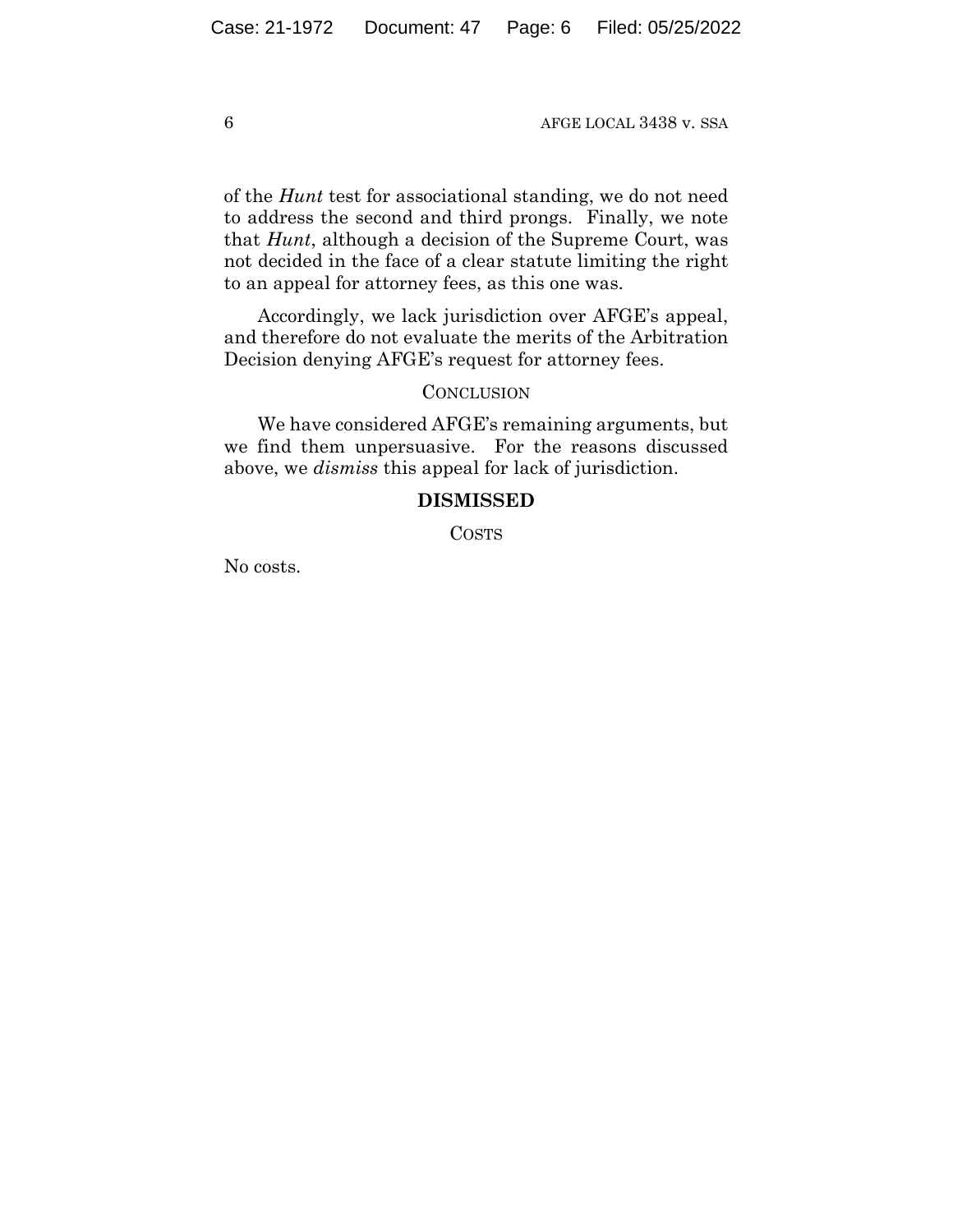of the *Hunt* test for associational standing, we do not need to address the second and third prongs. Finally, we note that *Hunt*, although a decision of the Supreme Court, was not decided in the face of a clear statute limiting the right to an appeal for attorney fees, as this one was.

Accordingly, we lack jurisdiction over AFGE's appeal, and therefore do not evaluate the merits of the Arbitration Decision denying AFGE's request for attorney fees.

## CONCLUSION

We have considered AFGE's remaining arguments, but we find them unpersuasive. For the reasons discussed above, we *dismiss* this appeal for lack of jurisdiction.

**DISMISSED**

COSTS

No costs.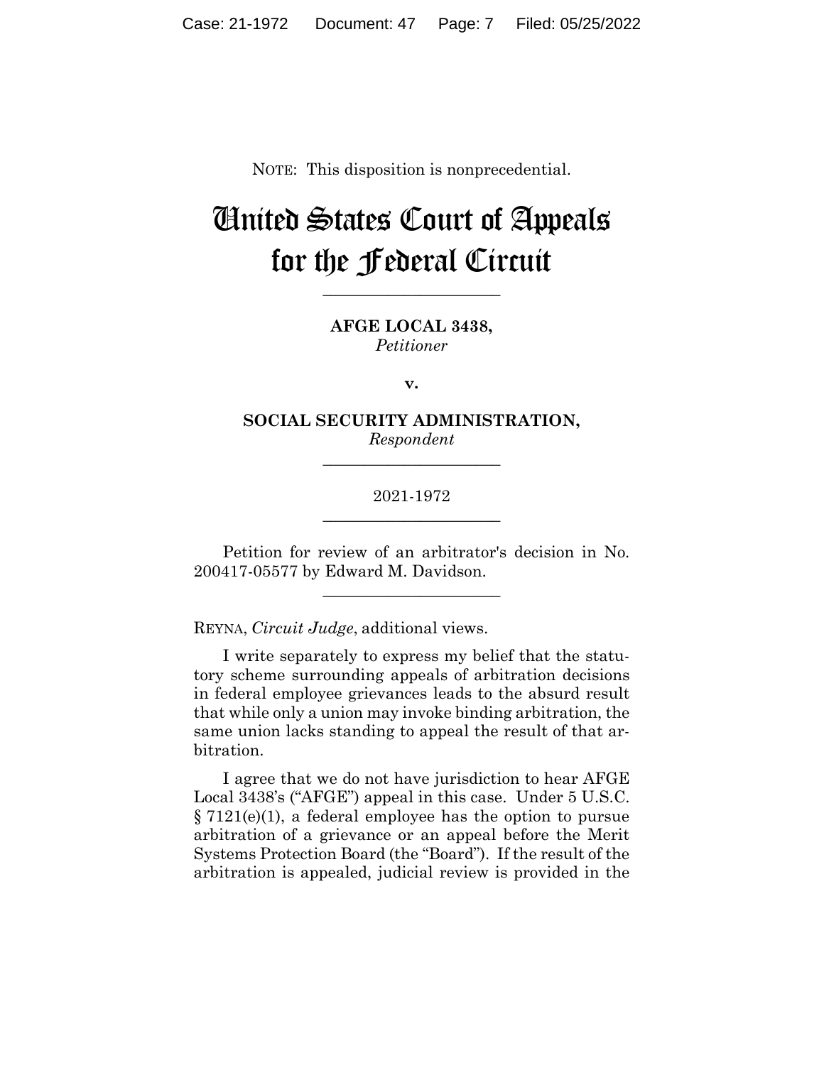NOTE: This disposition is nonprecedential.

# United States Court of Appeals for the Federal Circuit

---

**AFGE LOCAL 3438,**
*Petitioner*

**v.**

**SOCIAL SECURITY ADMINISTRATION,**
*Respondent*

---

2021-1972

---

Petition for review of an arbitrator's decision in No. 200417-05577 by Edward M. Davidson.

---

REYNA, *Circuit Judge*, additional views.

I write separately to express my belief that the statutory scheme surrounding appeals of arbitration decisions in federal employee grievances leads to the absurd result that while only a union may invoke binding arbitration, the same union lacks standing to appeal the result of that arbitration.

I agree that we do not have jurisdiction to hear AFGE Local 3438's ("AFGE") appeal in this case. Under 5 U.S.C. § 7121(e)(1), a federal employee has the option to pursue arbitration of a grievance or an appeal before the Merit Systems Protection Board (the "Board"). If the result of the arbitration is appealed, judicial review is provided in the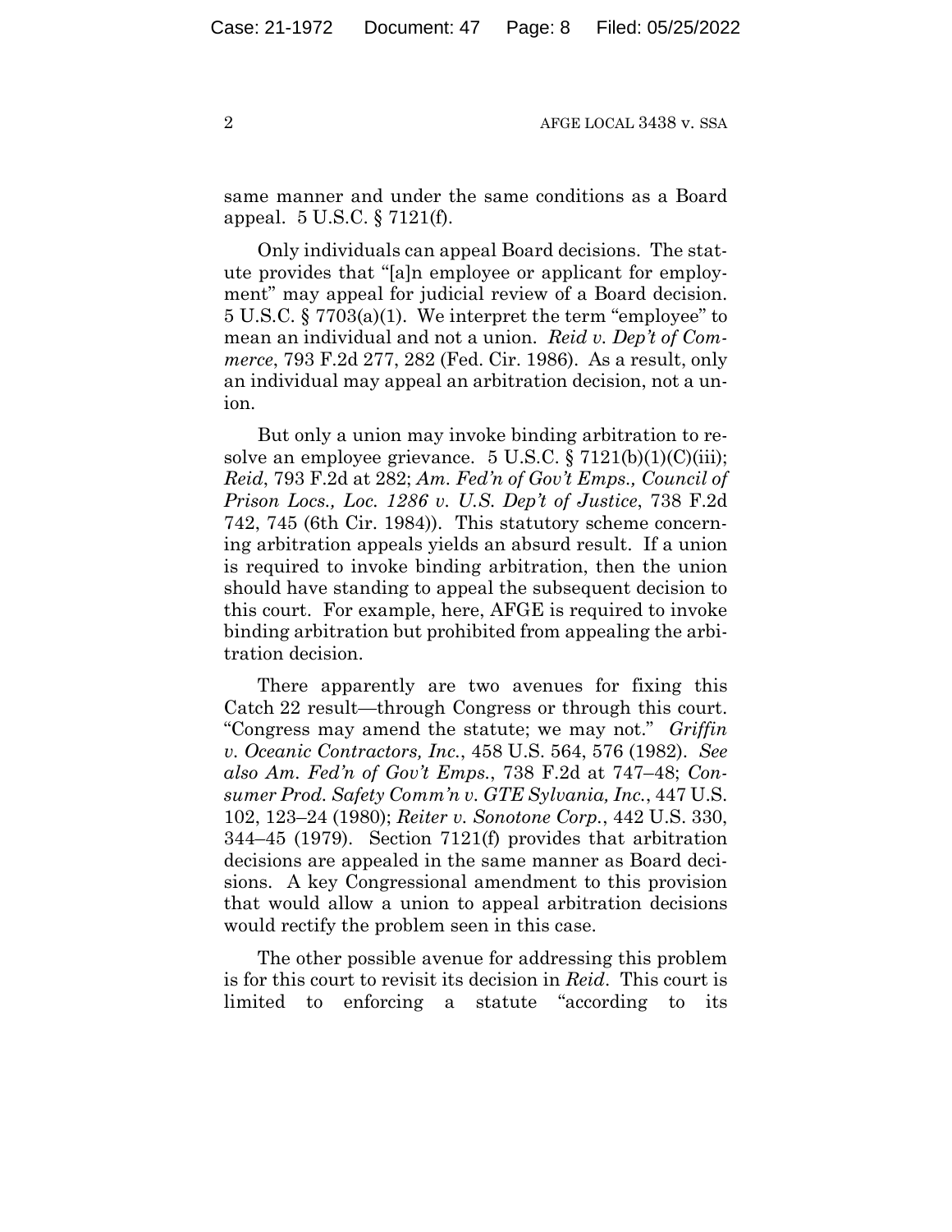same manner and under the same conditions as a Board appeal. 5 U.S.C. § 7121(f).

Only individuals can appeal Board decisions. The statute provides that "[a]n employee or applicant for employment" may appeal for judicial review of a Board decision. 5 U.S.C. § 7703(a)(1). We interpret the term "employee" to mean an individual and not a union. *Reid v. Dep't of Commerce*, 793 F.2d 277, 282 (Fed. Cir. 1986). As a result, only an individual may appeal an arbitration decision, not a union.

But only a union may invoke binding arbitration to resolve an employee grievance. 5 U.S.C. § 7121(b)(1)(C)(iii); *Reid*, 793 F.2d at 282; *Am. Fed'n of Gov't Emps., Council of Prison Locs., Loc. 1286 v. U.S. Dep't of Justice*, 738 F.2d 742, 745 (6th Cir. 1984)). This statutory scheme concerning arbitration appeals yields an absurd result. If a union is required to invoke binding arbitration, then the union should have standing to appeal the subsequent decision to this court. For example, here, AFGE is required to invoke binding arbitration but prohibited from appealing the arbitration decision.

There apparently are two avenues for fixing this Catch 22 result—through Congress or through this court. "Congress may amend the statute; we may not." *Griffin v. Oceanic Contractors, Inc.*, 458 U.S. 564, 576 (1982). *See also Am. Fed'n of Gov't Emps.*, 738 F.2d at 747–48; *Consumer Prod. Safety Comm'n v. GTE Sylvania, Inc.*, 447 U.S. 102, 123–24 (1980); *Reiter v. Sonotone Corp.*, 442 U.S. 330, 344–45 (1979). Section 7121(f) provides that arbitration decisions are appealed in the same manner as Board decisions. A key Congressional amendment to this provision that would allow a union to appeal arbitration decisions would rectify the problem seen in this case.

The other possible avenue for addressing this problem is for this court to revisit its decision in *Reid*. This court is limited to enforcing a statute "according to its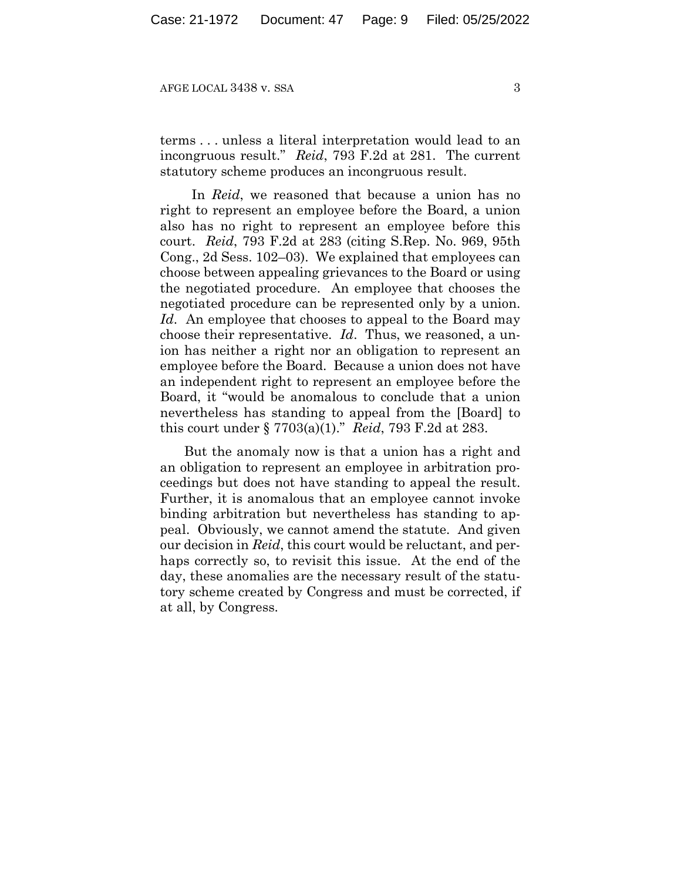terms . . . unless a literal interpretation would lead to an incongruous result." *Reid*, 793 F.2d at 281. The current statutory scheme produces an incongruous result.

In *Reid*, we reasoned that because a union has no right to represent an employee before the Board, a union also has no right to represent an employee before this court. *Reid*, 793 F.2d at 283 (citing S.Rep. No. 969, 95th Cong., 2d Sess. 102–03). We explained that employees can choose between appealing grievances to the Board or using the negotiated procedure. An employee that chooses the negotiated procedure can be represented only by a union. *Id*. An employee that chooses to appeal to the Board may choose their representative. *Id*. Thus, we reasoned, a union has neither a right nor an obligation to represent an employee before the Board. Because a union does not have an independent right to represent an employee before the Board, it "would be anomalous to conclude that a union nevertheless has standing to appeal from the [Board] to this court under § 7703(a)(1)." *Reid*, 793 F.2d at 283.

But the anomaly now is that a union has a right and an obligation to represent an employee in arbitration proceedings but does not have standing to appeal the result. Further, it is anomalous that an employee cannot invoke binding arbitration but nevertheless has standing to appeal. Obviously, we cannot amend the statute. And given our decision in *Reid*, this court would be reluctant, and perhaps correctly so, to revisit this issue. At the end of the day, these anomalies are the necessary result of the statutory scheme created by Congress and must be corrected, if at all, by Congress.